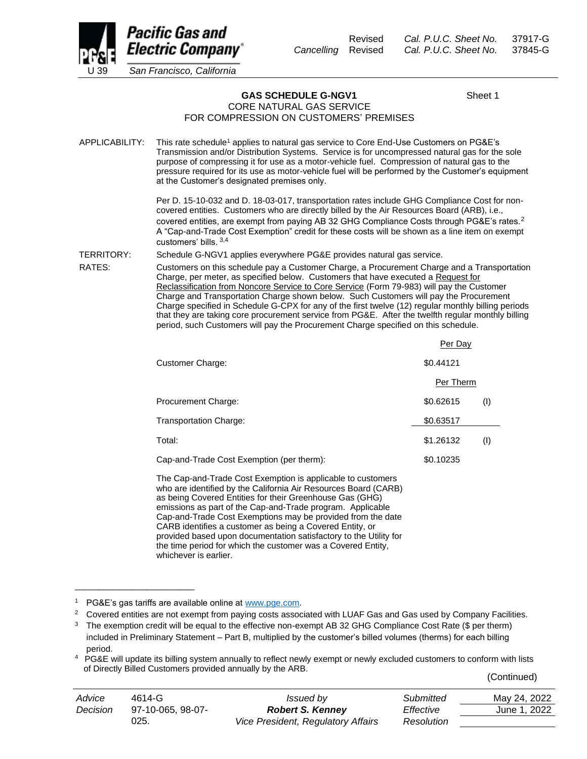Revised Cal. P.U.C. Sheet No. 37917-G
Cancelling Revised Cal. P.U.C. Sheet No. 37845-G

**Pacific Gas and Electric Company**
U 39 San Francisco, California

# GAS SCHEDULE G-NGV1

Sheet 1

## CORE NATURAL GAS SERVICE FOR COMPRESSION ON CUSTOMERS' PREMISES

APPLICABILITY: This rate schedule[1] applies to natural gas service to Core End-Use Customers on PG&E's Transmission and/or Distribution Systems. Service is for uncompressed natural gas for the sole purpose of compressing it for use as a motor-vehicle fuel. Compression of natural gas to the pressure required for its use as motor-vehicle fuel will be performed by the Customer's equipment at the Customer's designated premises only.

Per D. 15-10-032 and D. 18-03-017, transportation rates include GHG Compliance Cost for non-covered entities. Customers who are directly billed by the Air Resources Board (ARB), i.e., covered entities, are exempt from paying AB 32 GHG Compliance Costs through PG&E's rates.[2] A "Cap-and-Trade Cost Exemption" credit for these costs will be shown as a line item on exempt customers' bills. [3,4]

TERRITORY: Schedule G-NGV1 applies everywhere PG&E provides natural gas service.

RATES: Customers on this schedule pay a Customer Charge, a Procurement Charge and a Transportation Charge, per meter, as specified below. Customers that have executed a Request for Reclassification from Noncore Service to Core Service (Form 79-983) will pay the Customer Charge and Transportation Charge shown below. Such Customers will pay the Procurement Charge specified in Schedule G-CPX for any of the first twelve (12) regular monthly billing periods that they are taking core procurement service from PG&E. After the twelfth regular monthly billing period, such Customers will pay the Procurement Charge specified on this schedule.

| | Per Day | |
|---|---|---|
| Customer Charge: | $0.44121 | |
| | Per Therm | |
| Procurement Charge: | $0.62615 | (I) |
| Transportation Charge: | $0.63517 | |
| Total: | $1.26132 | (I) |
| Cap-and-Trade Cost Exemption (per therm): | $0.10235 | |

The Cap-and-Trade Cost Exemption is applicable to customers who are identified by the California Air Resources Board (CARB) as being Covered Entities for their Greenhouse Gas (GHG) emissions as part of the Cap-and-Trade program. Applicable Cap-and-Trade Cost Exemptions may be provided from the date CARB identifies a customer as being a Covered Entity, or provided based upon documentation satisfactory to the Utility for the time period for which the customer was a Covered Entity, whichever is earlier.

---

[1] PG&E's gas tariffs are available online at www.pge.com.

[2] Covered entities are not exempt from paying costs associated with LUAF Gas and Gas used by Company Facilities.

[3] The exemption credit will be equal to the effective non-exempt AB 32 GHG Compliance Cost Rate ($ per therm) included in Preliminary Statement – Part B, multiplied by the customer's billed volumes (therms) for each billing period.

[4] PG&E will update its billing system annually to reflect newly exempt or newly excluded customers to conform with lists of Directly Billed Customers provided annually by the ARB.

(Continued)

| Advice | 4614-G | Issued by | Submitted | May 24, 2022 |
|---|---|---|---|---|
| Decision | 97-10-065, 98-07-025. | **Robert S. Kenney** | Effective | June 1, 2022 |
| | | Vice President, Regulatory Affairs | Resolution | |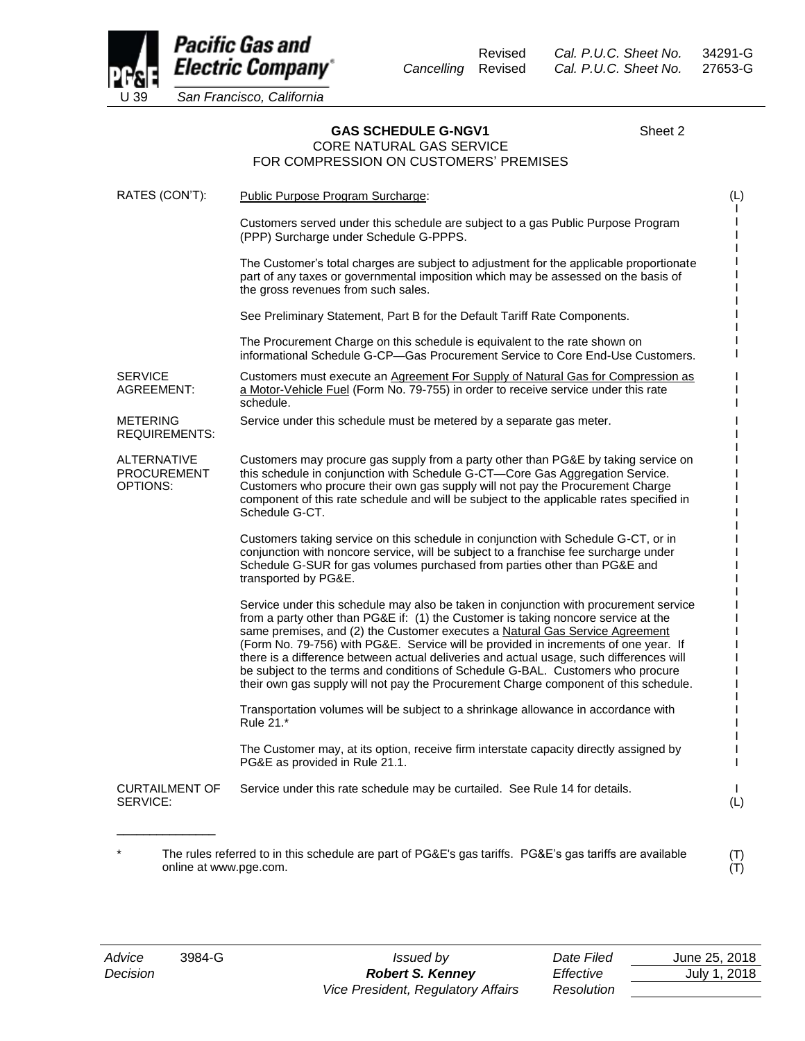## GAS SCHEDULE G-NGV1

Sheet 2

CORE NATURAL GAS SERVICE
FOR COMPRESSION ON CUSTOMERS' PREMISES

**RATES (CON'T):**

Public Purpose Program Surcharge:

Customers served under this schedule are subject to a gas Public Purpose Program (PPP) Surcharge under Schedule G-PPPS.

The Customer's total charges are subject to adjustment for the applicable proportionate part of any taxes or governmental imposition which may be assessed on the basis of the gross revenues from such sales.

See Preliminary Statement, Part B for the Default Tariff Rate Components.

The Procurement Charge on this schedule is equivalent to the rate shown on informational Schedule G-CP—Gas Procurement Service to Core End-Use Customers.

**SERVICE AGREEMENT:**

Customers must execute an Agreement For Supply of Natural Gas for Compression as a Motor-Vehicle Fuel (Form No. 79-755) in order to receive service under this rate schedule.

**METERING REQUIREMENTS:**

Service under this schedule must be metered by a separate gas meter.

**ALTERNATIVE PROCUREMENT OPTIONS:**

Customers may procure gas supply from a party other than PG&E by taking service on this schedule in conjunction with Schedule G-CT—Core Gas Aggregation Service. Customers who procure their own gas supply will not pay the Procurement Charge component of this rate schedule and will be subject to the applicable rates specified in Schedule G-CT.

Customers taking service on this schedule in conjunction with Schedule G-CT, or in conjunction with noncore service, will be subject to a franchise fee surcharge under Schedule G-SUR for gas volumes purchased from parties other than PG&E and transported by PG&E.

Service under this schedule may also be taken in conjunction with procurement service from a party other than PG&E if: (1) the Customer is taking noncore service at the same premises, and (2) the Customer executes a Natural Gas Service Agreement (Form No. 79-756) with PG&E. Service will be provided in increments of one year. If there is a difference between actual deliveries and actual usage, such differences will be subject to the terms and conditions of Schedule G-BAL. Customers who procure their own gas supply will not pay the Procurement Charge component of this schedule.

Transportation volumes will be subject to a shrinkage allowance in accordance with Rule 21.*

The Customer may, at its option, receive firm interstate capacity directly assigned by PG&E as provided in Rule 21.1.

**CURTAILMENT OF SERVICE:**

Service under this rate schedule may be curtailed. See Rule 14 for details.

---

\* The rules referred to in this schedule are part of PG&E's gas tariffs. PG&E's gas tariffs are available online at www.pge.com.